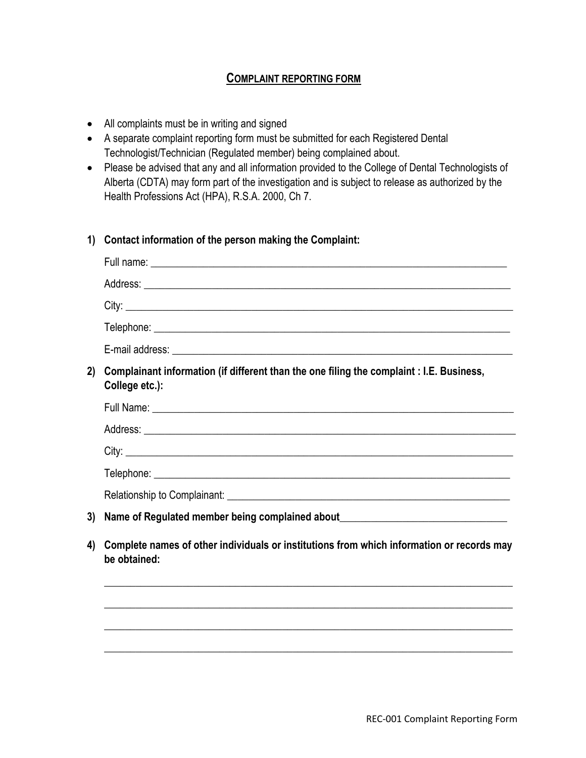# COMPLAINT REPORTING FORM

- All complaints must be in writing and signed
- A separate complaint reporting form must be submitted for each Registered Dental Technologist/Technician (Regulated member) being complained about.
- Please be advised that any and all information provided to the College of Dental Technologists of Alberta (CDTA) may form part of the investigation and is subject to release as authorized by the Health Professions Act (HPA), R.S.A. 2000, Ch 7.

**1) Contact information of the person making the Complaint:**

Full name: ______________________________________________________________________

Address: ________________________________________________________________________

City: ____________________________________________________________________________

Telephone: ______________________________________________________________________

E-mail address: __________________________________________________________________

**2) Complainant information (if different than the one filing the complaint : I.E. Business, College etc.):**

Full Name: ______________________________________________________________________

Address: ________________________________________________________________________

City: ____________________________________________________________________________

Telephone: ______________________________________________________________________

Relationship to Complainant: _______________________________________________________

**3) Name of Regulated member being complained about**_______________________________

**4) Complete names of other individuals or institutions from which information or records may be obtained:**

_____________________________________________________________________________

_____________________________________________________________________________

_____________________________________________________________________________

_____________________________________________________________________________

REC-001 Complaint Reporting Form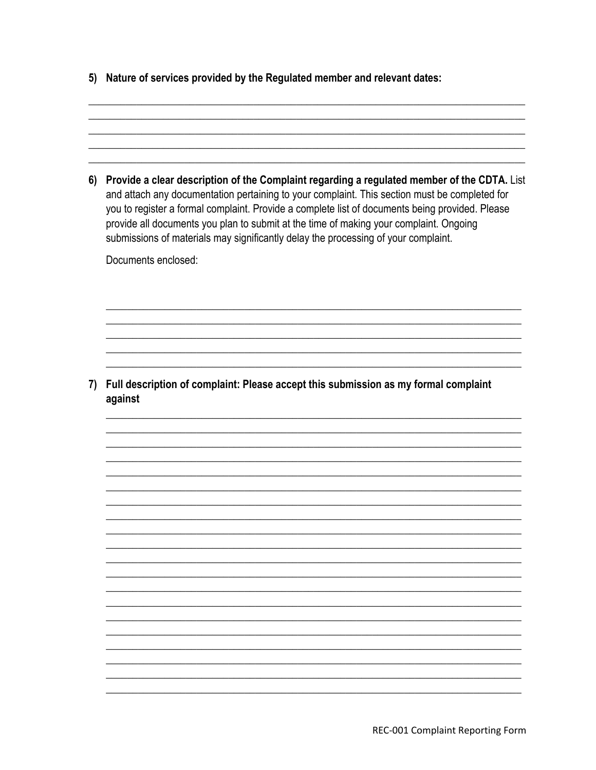5) **Nature of services provided by the Regulated member and relevant dates:**

\_\_\_\_\_\_\_\_\_\_\_\_\_\_\_\_\_\_\_\_\_\_\_\_\_\_\_\_\_\_\_\_\_\_\_\_\_\_\_\_\_\_\_\_\_\_\_\_\_\_\_\_\_\_\_\_\_\_\_\_\_\_\_\_\_\_\_\_\_\_\_\_
\_\_\_\_\_\_\_\_\_\_\_\_\_\_\_\_\_\_\_\_\_\_\_\_\_\_\_\_\_\_\_\_\_\_\_\_\_\_\_\_\_\_\_\_\_\_\_\_\_\_\_\_\_\_\_\_\_\_\_\_\_\_\_\_\_\_\_\_\_\_\_\_
\_\_\_\_\_\_\_\_\_\_\_\_\_\_\_\_\_\_\_\_\_\_\_\_\_\_\_\_\_\_\_\_\_\_\_\_\_\_\_\_\_\_\_\_\_\_\_\_\_\_\_\_\_\_\_\_\_\_\_\_\_\_\_\_\_\_\_\_\_\_\_\_
\_\_\_\_\_\_\_\_\_\_\_\_\_\_\_\_\_\_\_\_\_\_\_\_\_\_\_\_\_\_\_\_\_\_\_\_\_\_\_\_\_\_\_\_\_\_\_\_\_\_\_\_\_\_\_\_\_\_\_\_\_\_\_\_\_\_\_\_\_\_\_\_
\_\_\_\_\_\_\_\_\_\_\_\_\_\_\_\_\_\_\_\_\_\_\_\_\_\_\_\_\_\_\_\_\_\_\_\_\_\_\_\_\_\_\_\_\_\_\_\_\_\_\_\_\_\_\_\_\_\_\_\_\_\_\_\_\_\_\_\_\_\_\_\_

6) **Provide a clear description of the Complaint regarding a regulated member of the CDTA.** List and attach any documentation pertaining to your complaint. This section must be completed for you to register a formal complaint. Provide a complete list of documents being provided. Please provide all documents you plan to submit at the time of making your complaint. Ongoing submissions of materials may significantly delay the processing of your complaint.

   Documents enclosed:

   \_\_\_\_\_\_\_\_\_\_\_\_\_\_\_\_\_\_\_\_\_\_\_\_\_\_\_\_\_\_\_\_\_\_\_\_\_\_\_\_\_\_\_\_\_\_\_\_\_\_\_\_\_\_\_\_\_\_\_\_\_\_\_\_\_\_\_\_\_\_
   \_\_\_\_\_\_\_\_\_\_\_\_\_\_\_\_\_\_\_\_\_\_\_\_\_\_\_\_\_\_\_\_\_\_\_\_\_\_\_\_\_\_\_\_\_\_\_\_\_\_\_\_\_\_\_\_\_\_\_\_\_\_\_\_\_\_\_\_\_\_
   \_\_\_\_\_\_\_\_\_\_\_\_\_\_\_\_\_\_\_\_\_\_\_\_\_\_\_\_\_\_\_\_\_\_\_\_\_\_\_\_\_\_\_\_\_\_\_\_\_\_\_\_\_\_\_\_\_\_\_\_\_\_\_\_\_\_\_\_\_\_
   \_\_\_\_\_\_\_\_\_\_\_\_\_\_\_\_\_\_\_\_\_\_\_\_\_\_\_\_\_\_\_\_\_\_\_\_\_\_\_\_\_\_\_\_\_\_\_\_\_\_\_\_\_\_\_\_\_\_\_\_\_\_\_\_\_\_\_\_\_\_
   \_\_\_\_\_\_\_\_\_\_\_\_\_\_\_\_\_\_\_\_\_\_\_\_\_\_\_\_\_\_\_\_\_\_\_\_\_\_\_\_\_\_\_\_\_\_\_\_\_\_\_\_\_\_\_\_\_\_\_\_\_\_\_\_\_\_\_\_\_\_

7) **Full description of complaint: Please accept this submission as my formal complaint against**

   \_\_\_\_\_\_\_\_\_\_\_\_\_\_\_\_\_\_\_\_\_\_\_\_\_\_\_\_\_\_\_\_\_\_\_\_\_\_\_\_\_\_\_\_\_\_\_\_\_\_\_\_\_\_\_\_\_\_\_\_\_\_\_\_\_\_\_\_\_\_
   \_\_\_\_\_\_\_\_\_\_\_\_\_\_\_\_\_\_\_\_\_\_\_\_\_\_\_\_\_\_\_\_\_\_\_\_\_\_\_\_\_\_\_\_\_\_\_\_\_\_\_\_\_\_\_\_\_\_\_\_\_\_\_\_\_\_\_\_\_\_
   \_\_\_\_\_\_\_\_\_\_\_\_\_\_\_\_\_\_\_\_\_\_\_\_\_\_\_\_\_\_\_\_\_\_\_\_\_\_\_\_\_\_\_\_\_\_\_\_\_\_\_\_\_\_\_\_\_\_\_\_\_\_\_\_\_\_\_\_\_\_
   \_\_\_\_\_\_\_\_\_\_\_\_\_\_\_\_\_\_\_\_\_\_\_\_\_\_\_\_\_\_\_\_\_\_\_\_\_\_\_\_\_\_\_\_\_\_\_\_\_\_\_\_\_\_\_\_\_\_\_\_\_\_\_\_\_\_\_\_\_\_
   \_\_\_\_\_\_\_\_\_\_\_\_\_\_\_\_\_\_\_\_\_\_\_\_\_\_\_\_\_\_\_\_\_\_\_\_\_\_\_\_\_\_\_\_\_\_\_\_\_\_\_\_\_\_\_\_\_\_\_\_\_\_\_\_\_\_\_\_\_\_
   \_\_\_\_\_\_\_\_\_\_\_\_\_\_\_\_\_\_\_\_\_\_\_\_\_\_\_\_\_\_\_\_\_\_\_\_\_\_\_\_\_\_\_\_\_\_\_\_\_\_\_\_\_\_\_\_\_\_\_\_\_\_\_\_\_\_\_\_\_\_
   \_\_\_\_\_\_\_\_\_\_\_\_\_\_\_\_\_\_\_\_\_\_\_\_\_\_\_\_\_\_\_\_\_\_\_\_\_\_\_\_\_\_\_\_\_\_\_\_\_\_\_\_\_\_\_\_\_\_\_\_\_\_\_\_\_\_\_\_\_\_
   \_\_\_\_\_\_\_\_\_\_\_\_\_\_\_\_\_\_\_\_\_\_\_\_\_\_\_\_\_\_\_\_\_\_\_\_\_\_\_\_\_\_\_\_\_\_\_\_\_\_\_\_\_\_\_\_\_\_\_\_\_\_\_\_\_\_\_\_\_\_
   \_\_\_\_\_\_\_\_\_\_\_\_\_\_\_\_\_\_\_\_\_\_\_\_\_\_\_\_\_\_\_\_\_\_\_\_\_\_\_\_\_\_\_\_\_\_\_\_\_\_\_\_\_\_\_\_\_\_\_\_\_\_\_\_\_\_\_\_\_\_
   \_\_\_\_\_\_\_\_\_\_\_\_\_\_\_\_\_\_\_\_\_\_\_\_\_\_\_\_\_\_\_\_\_\_\_\_\_\_\_\_\_\_\_\_\_\_\_\_\_\_\_\_\_\_\_\_\_\_\_\_\_\_\_\_\_\_\_\_\_\_
   \_\_\_\_\_\_\_\_\_\_\_\_\_\_\_\_\_\_\_\_\_\_\_\_\_\_\_\_\_\_\_\_\_\_\_\_\_\_\_\_\_\_\_\_\_\_\_\_\_\_\_\_\_\_\_\_\_\_\_\_\_\_\_\_\_\_\_\_\_\_
   \_\_\_\_\_\_\_\_\_\_\_\_\_\_\_\_\_\_\_\_\_\_\_\_\_\_\_\_\_\_\_\_\_\_\_\_\_\_\_\_\_\_\_\_\_\_\_\_\_\_\_\_\_\_\_\_\_\_\_\_\_\_\_\_\_\_\_\_\_\_
   \_\_\_\_\_\_\_\_\_\_\_\_\_\_\_\_\_\_\_\_\_\_\_\_\_\_\_\_\_\_\_\_\_\_\_\_\_\_\_\_\_\_\_\_\_\_\_\_\_\_\_\_\_\_\_\_\_\_\_\_\_\_\_\_\_\_\_\_\_\_
   \_\_\_\_\_\_\_\_\_\_\_\_\_\_\_\_\_\_\_\_\_\_\_\_\_\_\_\_\_\_\_\_\_\_\_\_\_\_\_\_\_\_\_\_\_\_\_\_\_\_\_\_\_\_\_\_\_\_\_\_\_\_\_\_\_\_\_\_\_\_
   \_\_\_\_\_\_\_\_\_\_\_\_\_\_\_\_\_\_\_\_\_\_\_\_\_\_\_\_\_\_\_\_\_\_\_\_\_\_\_\_\_\_\_\_\_\_\_\_\_\_\_\_\_\_\_\_\_\_\_\_\_\_\_\_\_\_\_\_\_\_
   \_\_\_\_\_\_\_\_\_\_\_\_\_\_\_\_\_\_\_\_\_\_\_\_\_\_\_\_\_\_\_\_\_\_\_\_\_\_\_\_\_\_\_\_\_\_\_\_\_\_\_\_\_\_\_\_\_\_\_\_\_\_\_\_\_\_\_\_\_\_
   \_\_\_\_\_\_\_\_\_\_\_\_\_\_\_\_\_\_\_\_\_\_\_\_\_\_\_\_\_\_\_\_\_\_\_\_\_\_\_\_\_\_\_\_\_\_\_\_\_\_\_\_\_\_\_\_\_\_\_\_\_\_\_\_\_\_\_\_\_\_
   \_\_\_\_\_\_\_\_\_\_\_\_\_\_\_\_\_\_\_\_\_\_\_\_\_\_\_\_\_\_\_\_\_\_\_\_\_\_\_\_\_\_\_\_\_\_\_\_\_\_\_\_\_\_\_\_\_\_\_\_\_\_\_\_\_\_\_\_\_\_
   \_\_\_\_\_\_\_\_\_\_\_\_\_\_\_\_\_\_\_\_\_\_\_\_\_\_\_\_\_\_\_\_\_\_\_\_\_\_\_\_\_\_\_\_\_\_\_\_\_\_\_\_\_\_\_\_\_\_\_\_\_\_\_\_\_\_\_\_\_\_
   \_\_\_\_\_\_\_\_\_\_\_\_\_\_\_\_\_\_\_\_\_\_\_\_\_\_\_\_\_\_\_\_\_\_\_\_\_\_\_\_\_\_\_\_\_\_\_\_\_\_\_\_\_\_\_\_\_\_\_\_\_\_\_\_\_\_\_\_\_\_
   \_\_\_\_\_\_\_\_\_\_\_\_\_\_\_\_\_\_\_\_\_\_\_\_\_\_\_\_\_\_\_\_\_\_\_\_\_\_\_\_\_\_\_\_\_\_\_\_\_\_\_\_\_\_\_\_\_\_\_\_\_\_\_\_\_\_\_\_\_\_

REC-001 Complaint Reporting Form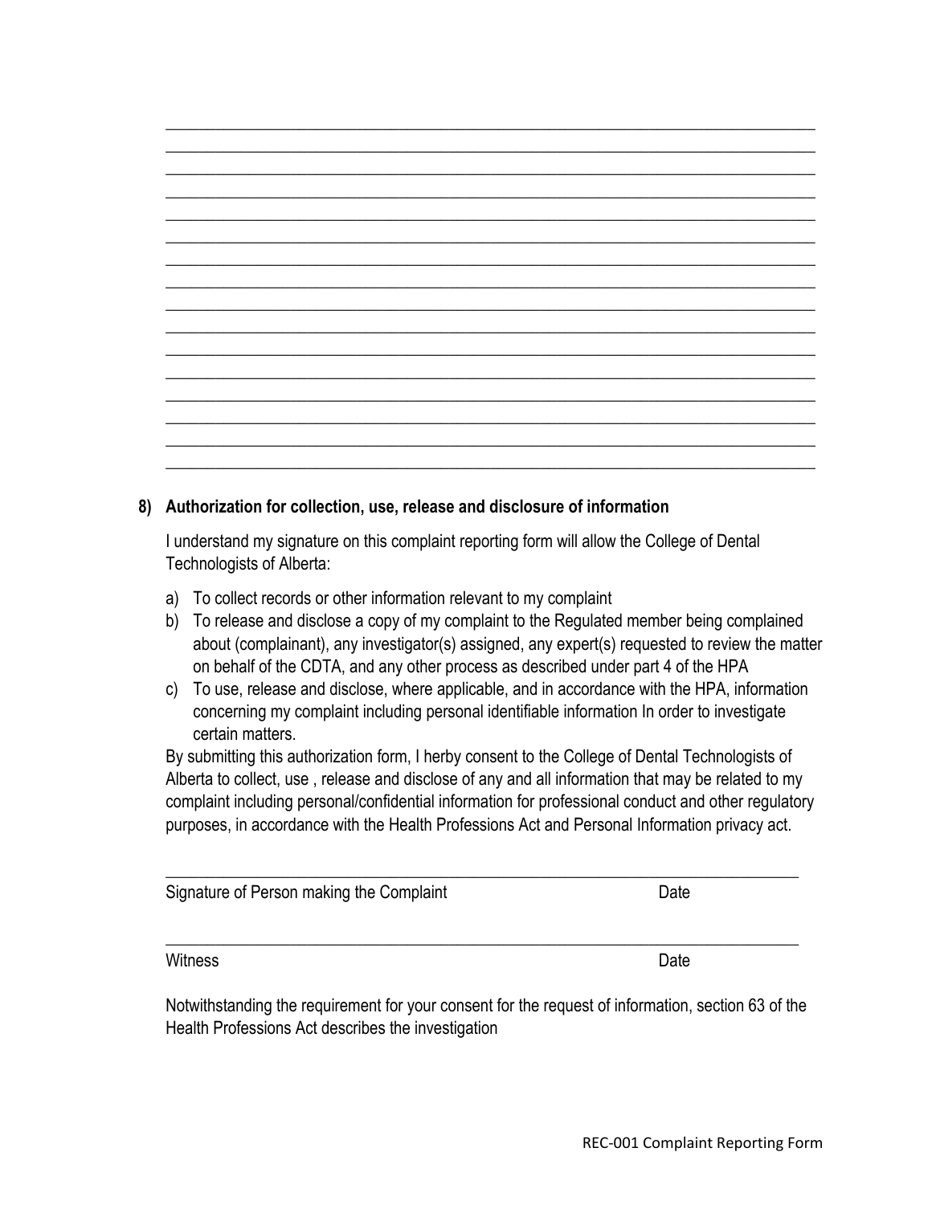________________________________________________________________________________
________________________________________________________________________________
________________________________________________________________________________
________________________________________________________________________________
________________________________________________________________________________
________________________________________________________________________________
________________________________________________________________________________
________________________________________________________________________________
________________________________________________________________________________
________________________________________________________________________________
________________________________________________________________________________
________________________________________________________________________________
________________________________________________________________________________
________________________________________________________________________________
________________________________________________________________________________
________________________________________________________________________________

**8) Authorization for collection, use, release and disclosure of information**

I understand my signature on this complaint reporting form will allow the College of Dental Technologists of Alberta:

a) To collect records or other information relevant to my complaint
b) To release and disclose a copy of my complaint to the Regulated member being complained about (complainant), any investigator(s) assigned, any expert(s) requested to review the matter on behalf of the CDTA, and any other process as described under part 4 of the HPA
c) To use, release and disclose, where applicable, and in accordance with the HPA, information concerning my complaint including personal identifiable information In order to investigate certain matters.

By submitting this authorization form, I herby consent to the College of Dental Technologists of Alberta to collect, use , release and disclose of any and all information that may be related to my complaint including personal/confidential information for professional conduct and other regulatory purposes, in accordance with the Health Professions Act and Personal Information privacy act.

________________________________________________________________________________

Signature of Person making the Complaint                                        Date

________________________________________________________________________________

Witness                                        Date

Notwithstanding the requirement for your consent for the request of information, section 63 of the Health Professions Act describes the investigation

REC-001 Complaint Reporting Form